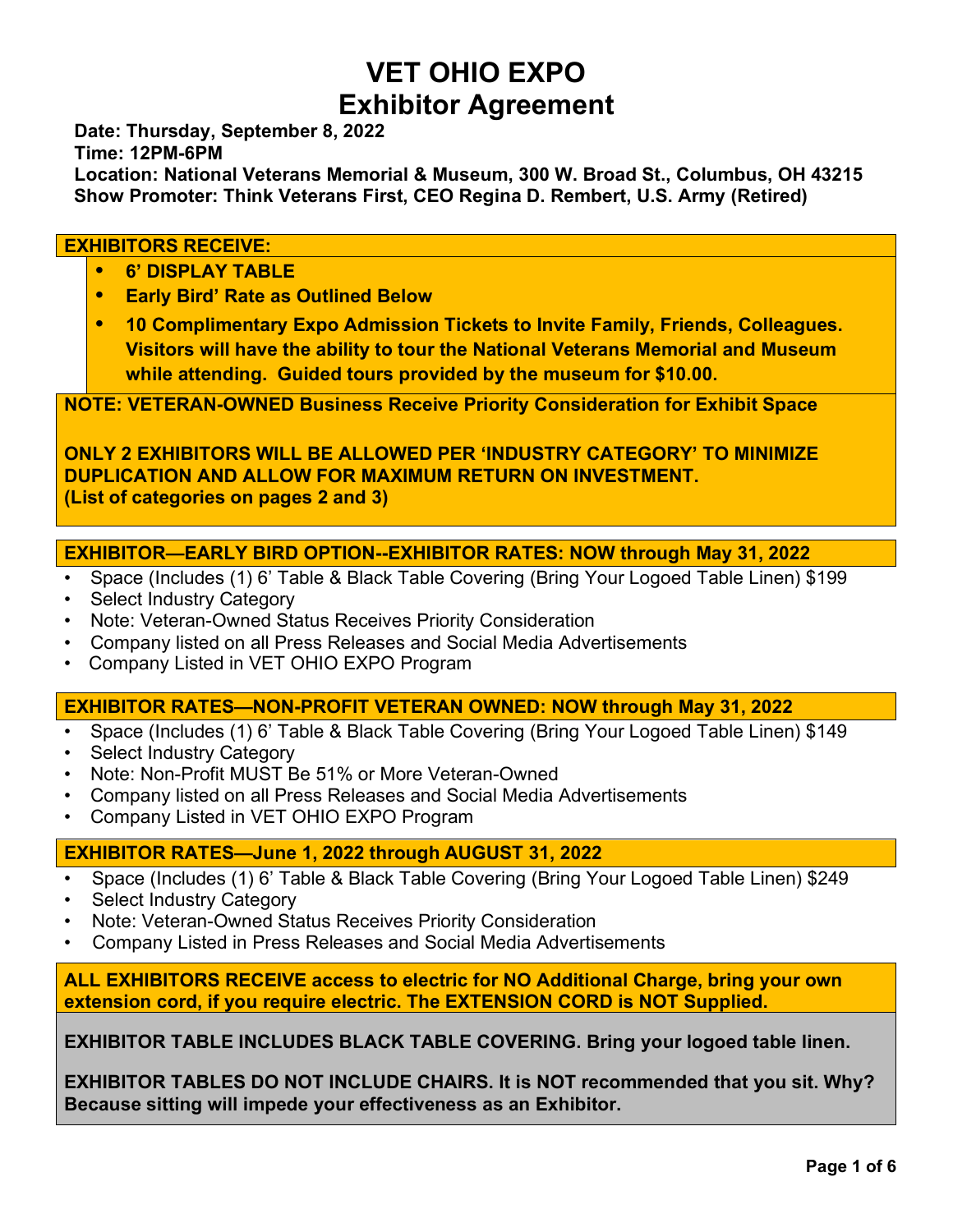# VET OHIO EXPO
# Exhibitor Agreement

**Date: Thursday, September 8, 2022**
**Time: 12PM-6PM**
**Location: National Veterans Memorial & Museum, 300 W. Broad St., Columbus, OH 43215**
**Show Promoter: Think Veterans First, CEO Regina D. Rembert, U.S. Army (Retired)**

**EXHIBITORS RECEIVE:**

- **6' DISPLAY TABLE**
- **Early Bird' Rate as Outlined Below**
- **10 Complimentary Expo Admission Tickets to Invite Family, Friends, Colleagues. Visitors will have the ability to tour the National Veterans Memorial and Museum while attending. Guided tours provided by the museum for $10.00.**

**NOTE: VETERAN-OWNED Business Receive Priority Consideration for Exhibit Space**

**ONLY 2 EXHIBITORS WILL BE ALLOWED PER 'INDUSTRY CATEGORY' TO MINIMIZE DUPLICATION AND ALLOW FOR MAXIMUM RETURN ON INVESTMENT.**
**(List of categories on pages 2 and 3)**

**EXHIBITOR—EARLY BIRD OPTION--EXHIBITOR RATES: NOW through May 31, 2022**

- Space (Includes (1) 6' Table & Black Table Covering (Bring Your Logoed Table Linen) $199
- Select Industry Category
- Note: Veteran-Owned Status Receives Priority Consideration
- Company listed on all Press Releases and Social Media Advertisements
- Company Listed in VET OHIO EXPO Program

**EXHIBITOR RATES—NON-PROFIT VETERAN OWNED: NOW through May 31, 2022**

- Space (Includes (1) 6' Table & Black Table Covering (Bring Your Logoed Table Linen) $149
- Select Industry Category
- Note: Non-Profit MUST Be 51% or More Veteran-Owned
- Company listed on all Press Releases and Social Media Advertisements
- Company Listed in VET OHIO EXPO Program

**EXHIBITOR RATES—June 1, 2022 through AUGUST 31, 2022**

- Space (Includes (1) 6' Table & Black Table Covering (Bring Your Logoed Table Linen) $249
- Select Industry Category
- Note: Veteran-Owned Status Receives Priority Consideration
- Company Listed in Press Releases and Social Media Advertisements

**ALL EXHIBITORS RECEIVE access to electric for NO Additional Charge, bring your own extension cord, if you require electric. The EXTENSION CORD is NOT Supplied.**

**EXHIBITOR TABLE INCLUDES BLACK TABLE COVERING. Bring your logoed table linen.**

**EXHIBITOR TABLES DO NOT INCLUDE CHAIRS. It is NOT recommended that you sit. Why? Because sitting will impede your effectiveness as an Exhibitor.**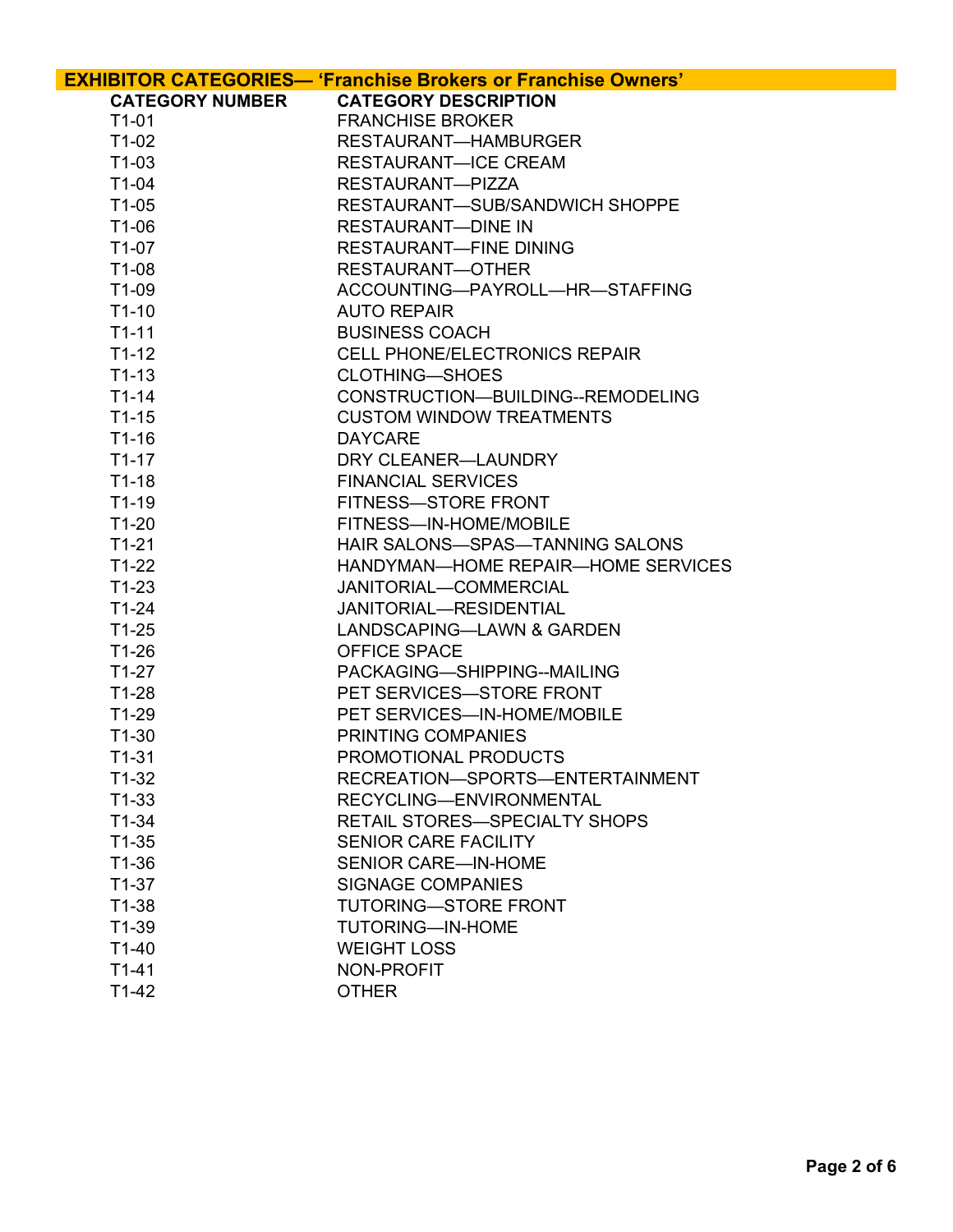## EXHIBITOR CATEGORIES— 'Franchise Brokers or Franchise Owners'

| CATEGORY NUMBER | CATEGORY DESCRIPTION |
|---|---|
| T1-01 | FRANCHISE BROKER |
| T1-02 | RESTAURANT—HAMBURGER |
| T1-03 | RESTAURANT—ICE CREAM |
| T1-04 | RESTAURANT—PIZZA |
| T1-05 | RESTAURANT—SUB/SANDWICH SHOPPE |
| T1-06 | RESTAURANT—DINE IN |
| T1-07 | RESTAURANT—FINE DINING |
| T1-08 | RESTAURANT—OTHER |
| T1-09 | ACCOUNTING—PAYROLL—HR—STAFFING |
| T1-10 | AUTO REPAIR |
| T1-11 | BUSINESS COACH |
| T1-12 | CELL PHONE/ELECTRONICS REPAIR |
| T1-13 | CLOTHING—SHOES |
| T1-14 | CONSTRUCTION—BUILDING--REMODELING |
| T1-15 | CUSTOM WINDOW TREATMENTS |
| T1-16 | DAYCARE |
| T1-17 | DRY CLEANER—LAUNDRY |
| T1-18 | FINANCIAL SERVICES |
| T1-19 | FITNESS—STORE FRONT |
| T1-20 | FITNESS—IN-HOME/MOBILE |
| T1-21 | HAIR SALONS—SPAS—TANNING SALONS |
| T1-22 | HANDYMAN—HOME REPAIR—HOME SERVICES |
| T1-23 | JANITORIAL—COMMERCIAL |
| T1-24 | JANITORIAL—RESIDENTIAL |
| T1-25 | LANDSCAPING—LAWN & GARDEN |
| T1-26 | OFFICE SPACE |
| T1-27 | PACKAGING—SHIPPING--MAILING |
| T1-28 | PET SERVICES—STORE FRONT |
| T1-29 | PET SERVICES—IN-HOME/MOBILE |
| T1-30 | PRINTING COMPANIES |
| T1-31 | PROMOTIONAL PRODUCTS |
| T1-32 | RECREATION—SPORTS—ENTERTAINMENT |
| T1-33 | RECYCLING—ENVIRONMENTAL |
| T1-34 | RETAIL STORES—SPECIALTY SHOPS |
| T1-35 | SENIOR CARE FACILITY |
| T1-36 | SENIOR CARE—IN-HOME |
| T1-37 | SIGNAGE COMPANIES |
| T1-38 | TUTORING—STORE FRONT |
| T1-39 | TUTORING—IN-HOME |
| T1-40 | WEIGHT LOSS |
| T1-41 | NON-PROFIT |
| T1-42 | OTHER |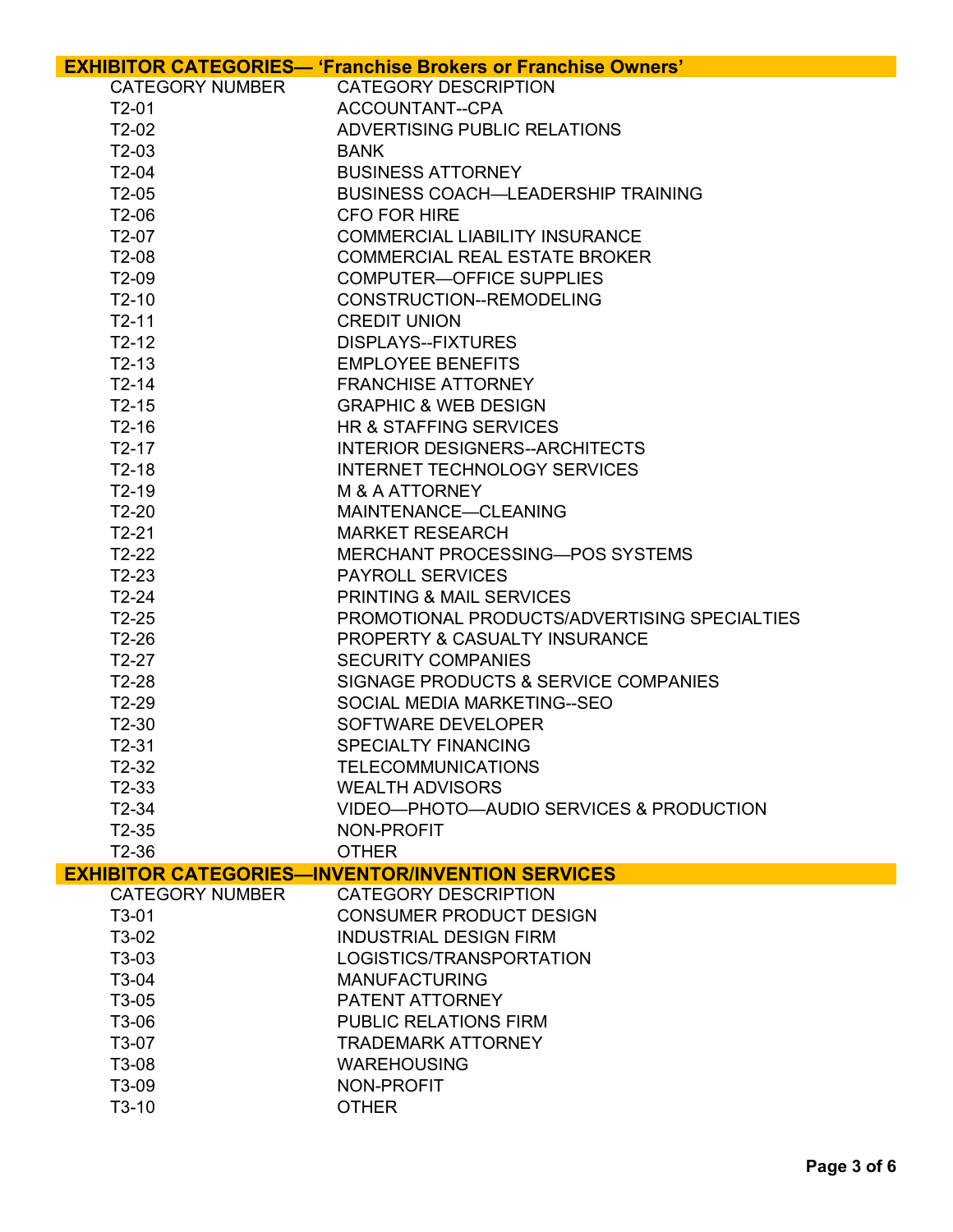## EXHIBITOR CATEGORIES— 'Franchise Brokers or Franchise Owners'

| CATEGORY NUMBER | CATEGORY DESCRIPTION |
|---|---|
| T2-01 | ACCOUNTANT--CPA |
| T2-02 | ADVERTISING PUBLIC RELATIONS |
| T2-03 | BANK |
| T2-04 | BUSINESS ATTORNEY |
| T2-05 | BUSINESS COACH—LEADERSHIP TRAINING |
| T2-06 | CFO FOR HIRE |
| T2-07 | COMMERCIAL LIABILITY INSURANCE |
| T2-08 | COMMERCIAL REAL ESTATE BROKER |
| T2-09 | COMPUTER—OFFICE SUPPLIES |
| T2-10 | CONSTRUCTION--REMODELING |
| T2-11 | CREDIT UNION |
| T2-12 | DISPLAYS--FIXTURES |
| T2-13 | EMPLOYEE BENEFITS |
| T2-14 | FRANCHISE ATTORNEY |
| T2-15 | GRAPHIC & WEB DESIGN |
| T2-16 | HR & STAFFING SERVICES |
| T2-17 | INTERIOR DESIGNERS--ARCHITECTS |
| T2-18 | INTERNET TECHNOLOGY SERVICES |
| T2-19 | M & A ATTORNEY |
| T2-20 | MAINTENANCE—CLEANING |
| T2-21 | MARKET RESEARCH |
| T2-22 | MERCHANT PROCESSING—POS SYSTEMS |
| T2-23 | PAYROLL SERVICES |
| T2-24 | PRINTING & MAIL SERVICES |
| T2-25 | PROMOTIONAL PRODUCTS/ADVERTISING SPECIALTIES |
| T2-26 | PROPERTY & CASUALTY INSURANCE |
| T2-27 | SECURITY COMPANIES |
| T2-28 | SIGNAGE PRODUCTS & SERVICE COMPANIES |
| T2-29 | SOCIAL MEDIA MARKETING--SEO |
| T2-30 | SOFTWARE DEVELOPER |
| T2-31 | SPECIALTY FINANCING |
| T2-32 | TELECOMMUNICATIONS |
| T2-33 | WEALTH ADVISORS |
| T2-34 | VIDEO—PHOTO—AUDIO SERVICES & PRODUCTION |
| T2-35 | NON-PROFIT |
| T2-36 | OTHER |

## EXHIBITOR CATEGORIES—INVENTOR/INVENTION SERVICES

| CATEGORY NUMBER | CATEGORY DESCRIPTION |
|---|---|
| T3-01 | CONSUMER PRODUCT DESIGN |
| T3-02 | INDUSTRIAL DESIGN FIRM |
| T3-03 | LOGISTICS/TRANSPORTATION |
| T3-04 | MANUFACTURING |
| T3-05 | PATENT ATTORNEY |
| T3-06 | PUBLIC RELATIONS FIRM |
| T3-07 | TRADEMARK ATTORNEY |
| T3-08 | WAREHOUSING |
| T3-09 | NON-PROFIT |
| T3-10 | OTHER |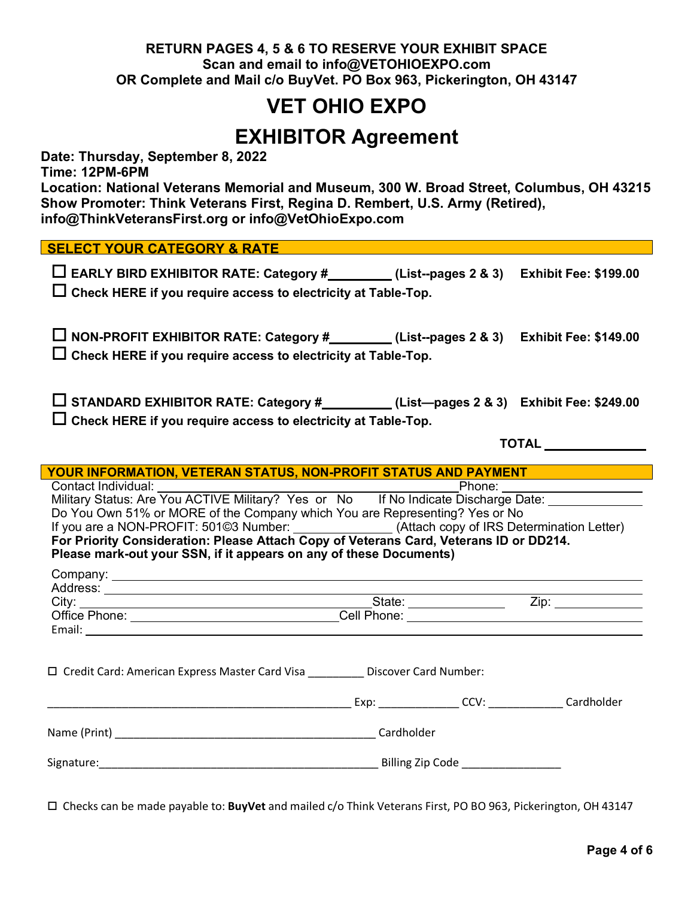**RETURN PAGES 4, 5 & 6 TO RESERVE YOUR EXHIBIT SPACE**
**Scan and email to info@VETOHIOEXPO.com**
**OR Complete and Mail c/o BuyVet. PO Box 963, Pickerington, OH 43147**

# VET OHIO EXPO

# EXHIBITOR Agreement

**Date: Thursday, September 8, 2022**
**Time: 12PM-6PM**
**Location: National Veterans Memorial and Museum, 300 W. Broad Street, Columbus, OH 43215**
**Show Promoter: Think Veterans First, Regina D. Rembert, U.S. Army (Retired), info@ThinkVeteransFirst.org or info@VetOhioExpo.com**

## SELECT YOUR CATEGORY & RATE

☐ **EARLY BIRD EXHIBITOR RATE: Category #\_\_\_\_\_\_\_\_\_ (List--pages 2 & 3) Exhibit Fee: $199.00**
☐ **Check HERE if you require access to electricity at Table-Top.**

☐ **NON-PROFIT EXHIBITOR RATE: Category #\_\_\_\_\_\_\_\_\_ (List--pages 2 & 3) Exhibit Fee: $149.00**
☐ **Check HERE if you require access to electricity at Table-Top.**

☐ **STANDARD EXHIBITOR RATE: Category #\_\_\_\_\_\_\_\_\_ (List—pages 2 & 3) Exhibit Fee: $249.00**
☐ **Check HERE if you require access to electricity at Table-Top.**

**TOTAL \_\_\_\_\_\_\_\_\_\_\_\_\_\_**

## YOUR INFORMATION, VETERAN STATUS, NON-PROFIT STATUS AND PAYMENT

Contact Individual: \_\_\_\_\_\_\_\_\_\_\_\_\_\_\_\_\_\_\_\_\_\_\_\_\_\_\_\_\_\_ Phone: \_\_\_\_\_\_\_\_\_\_\_\_\_\_\_\_\_\_
Military Status: Are You ACTIVE Military? Yes or No If No Indicate Discharge Date: \_\_\_\_\_\_\_\_\_\_\_\_
Do You Own 51% or MORE of the Company which You are Representing? Yes or No
If you are a NON-PROFIT: 501©3 Number: \_\_\_\_\_\_\_\_\_\_\_\_\_\_ (Attach copy of IRS Determination Letter)
**For Priority Consideration: Please Attach Copy of Veterans Card, Veterans ID or DD214. Please mark-out your SSN, if it appears on any of these Documents)**

Company: \_\_\_\_\_\_\_\_\_\_\_\_\_\_\_\_\_\_\_\_\_\_\_\_\_\_\_\_\_\_\_\_\_\_\_\_\_\_\_\_\_\_\_\_\_\_\_\_\_\_\_\_\_\_\_\_\_\_
Address: \_\_\_\_\_\_\_\_\_\_\_\_\_\_\_\_\_\_\_\_\_\_\_\_\_\_\_\_\_\_\_\_\_\_\_\_\_\_\_\_\_\_\_\_\_\_\_\_\_\_\_\_\_\_\_\_\_\_
City: \_\_\_\_\_\_\_\_\_\_\_\_\_\_\_\_\_\_\_\_\_\_\_\_\_\_\_\_\_\_ State: \_\_\_\_\_\_\_\_\_\_\_\_ Zip: \_\_\_\_\_\_\_\_\_\_\_\_
Office Phone: \_\_\_\_\_\_\_\_\_\_\_\_\_\_\_\_\_\_\_\_\_\_\_\_ Cell Phone: \_\_\_\_\_\_\_\_\_\_\_\_\_\_\_\_\_\_\_\_\_\_\_\_
Email: \_\_\_\_\_\_\_\_\_\_\_\_\_\_\_\_\_\_\_\_\_\_\_\_\_\_\_\_\_\_\_\_\_\_\_\_\_\_\_\_\_\_\_\_\_\_\_\_\_\_\_\_\_\_\_\_\_\_

☐ Credit Card: American Express Master Card Visa \_\_\_\_\_\_\_\_\_ Discover Card Number:

\_\_\_\_\_\_\_\_\_\_\_\_\_\_\_\_\_\_\_\_\_\_\_\_\_\_\_\_\_\_\_\_\_\_\_\_\_\_\_\_\_\_\_\_\_\_\_\_ Exp: \_\_\_\_\_\_\_\_\_\_\_\_ CCV: \_\_\_\_\_\_\_\_\_\_\_\_ Cardholder

Name (Print) \_\_\_\_\_\_\_\_\_\_\_\_\_\_\_\_\_\_\_\_\_\_\_\_\_\_\_\_\_\_\_\_\_\_\_\_\_\_\_\_\_\_ Cardholder

Signature:\_\_\_\_\_\_\_\_\_\_\_\_\_\_\_\_\_\_\_\_\_\_\_\_\_\_\_\_\_\_\_\_\_\_\_\_\_\_\_\_\_\_\_\_\_ Billing Zip Code \_\_\_\_\_\_\_\_\_\_\_\_\_\_\_\_

☐ Checks can be made payable to: **BuyVet** and mailed c/o Think Veterans First, PO BO 963, Pickerington, OH 43147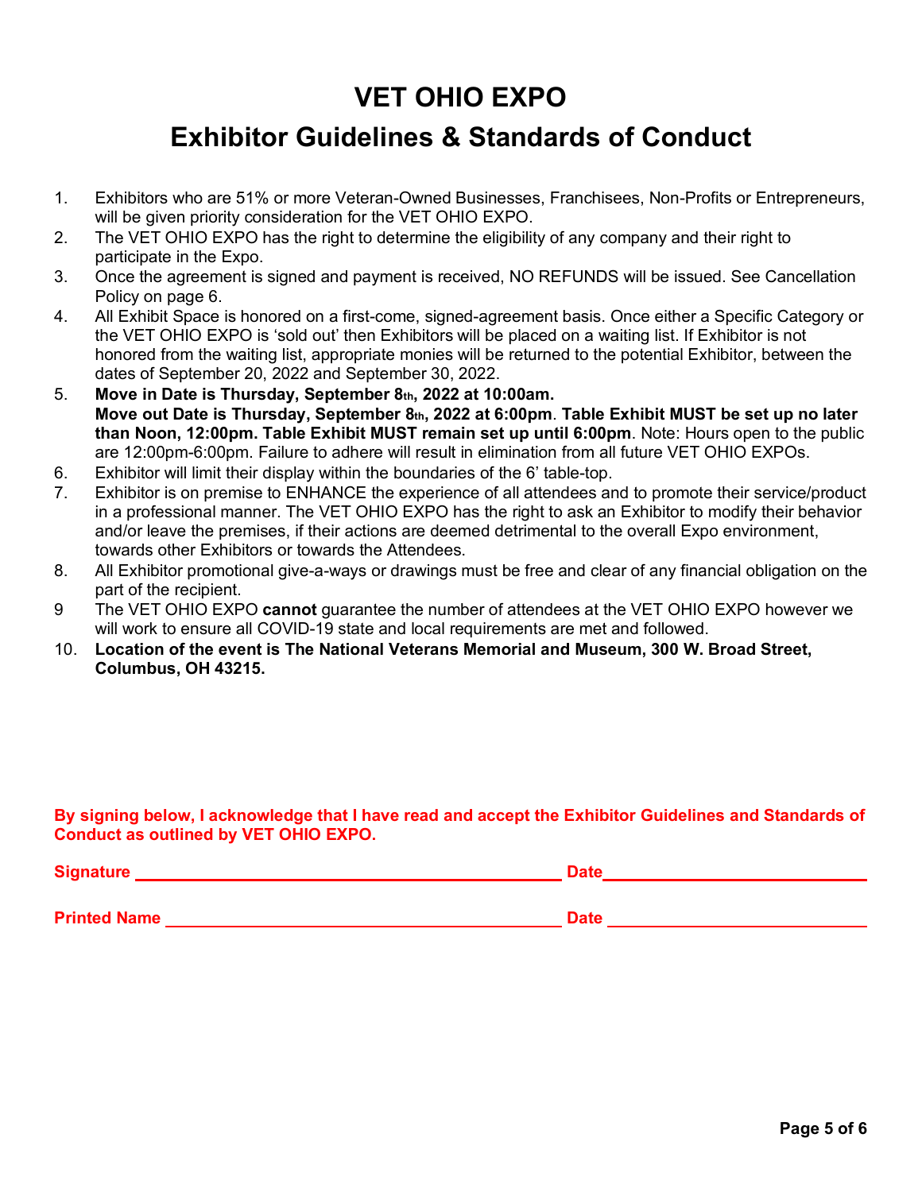# VET OHIO EXPO

## Exhibitor Guidelines & Standards of Conduct

1. Exhibitors who are 51% or more Veteran-Owned Businesses, Franchisees, Non-Profits or Entrepreneurs, will be given priority consideration for the VET OHIO EXPO.
2. The VET OHIO EXPO has the right to determine the eligibility of any company and their right to participate in the Expo.
3. Once the agreement is signed and payment is received, NO REFUNDS will be issued. See Cancellation Policy on page 6.
4. All Exhibit Space is honored on a first-come, signed-agreement basis. Once either a Specific Category or the VET OHIO EXPO is 'sold out' then Exhibitors will be placed on a waiting list. If Exhibitor is not honored from the waiting list, appropriate monies will be returned to the potential Exhibitor, between the dates of September 20, 2022 and September 30, 2022.
5. **Move in Date is Thursday, September 8th, 2022 at 10:00am.**
   **Move out Date is Thursday, September 8th, 2022 at 6:00pm**. **Table Exhibit MUST be set up no later than Noon, 12:00pm. Table Exhibit MUST remain set up until 6:00pm**. Note: Hours open to the public are 12:00pm-6:00pm. Failure to adhere will result in elimination from all future VET OHIO EXPOs.
6. Exhibitor will limit their display within the boundaries of the 6' table-top.
7. Exhibitor is on premise to ENHANCE the experience of all attendees and to promote their service/product in a professional manner. The VET OHIO EXPO has the right to ask an Exhibitor to modify their behavior and/or leave the premises, if their actions are deemed detrimental to the overall Expo environment, towards other Exhibitors or towards the Attendees.
8. All Exhibitor promotional give-a-ways or drawings must be free and clear of any financial obligation on the part of the recipient.
9. The VET OHIO EXPO **cannot** guarantee the number of attendees at the VET OHIO EXPO however we will work to ensure all COVID-19 state and local requirements are met and followed.
10. **Location of the event is The National Veterans Memorial and Museum, 300 W. Broad Street, Columbus, OH 43215.**

**By signing below, I acknowledge that I have read and accept the Exhibitor Guidelines and Standards of Conduct as outlined by VET OHIO EXPO.**

**Signature** ______________________________ **Date** ____________________

**Printed Name** ______________________________ **Date** ____________________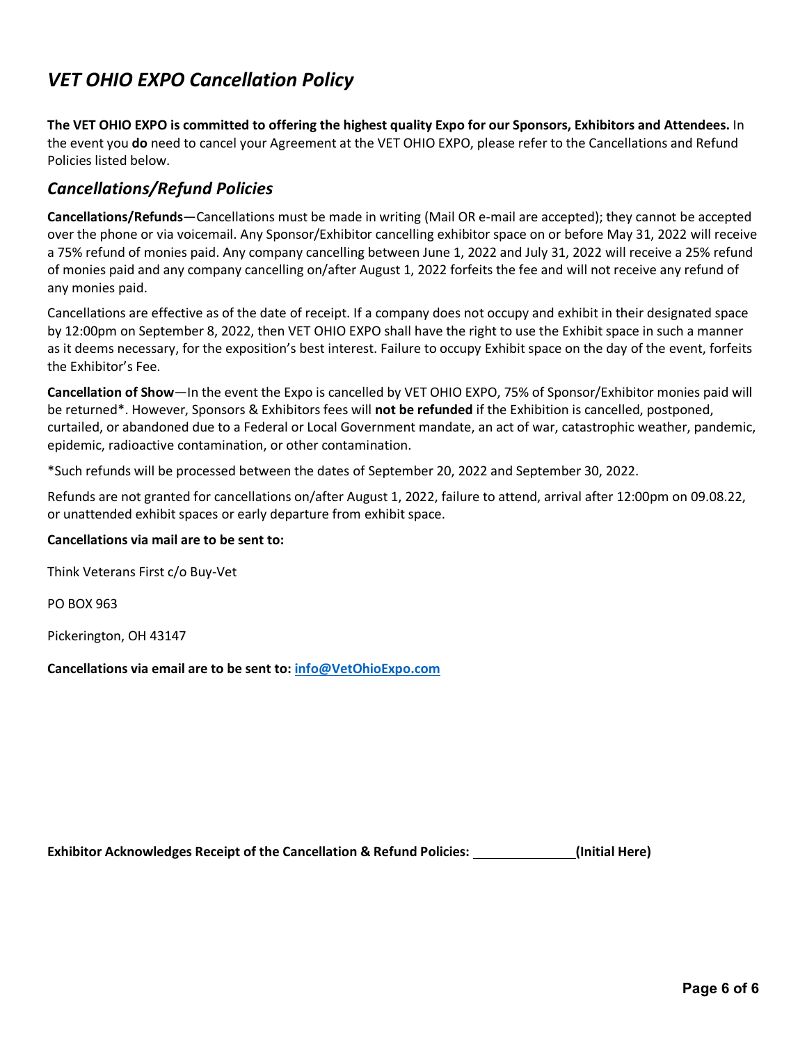# *VET OHIO EXPO Cancellation Policy*

**The VET OHIO EXPO is committed to offering the highest quality Expo for our Sponsors, Exhibitors and Attendees.** In the event you **do** need to cancel your Agreement at the VET OHIO EXPO, please refer to the Cancellations and Refund Policies listed below.

## *Cancellations/Refund Policies*

**Cancellations/Refunds**—Cancellations must be made in writing (Mail OR e-mail are accepted); they cannot be accepted over the phone or via voicemail. Any Sponsor/Exhibitor cancelling exhibitor space on or before May 31, 2022 will receive a 75% refund of monies paid. Any company cancelling between June 1, 2022 and July 31, 2022 will receive a 25% refund of monies paid and any company cancelling on/after August 1, 2022 forfeits the fee and will not receive any refund of any monies paid.

Cancellations are effective as of the date of receipt. If a company does not occupy and exhibit in their designated space by 12:00pm on September 8, 2022, then VET OHIO EXPO shall have the right to use the Exhibit space in such a manner as it deems necessary, for the exposition's best interest. Failure to occupy Exhibit space on the day of the event, forfeits the Exhibitor's Fee.

**Cancellation of Show**—In the event the Expo is cancelled by VET OHIO EXPO, 75% of Sponsor/Exhibitor monies paid will be returned*. However, Sponsors & Exhibitors fees will **not be refunded** if the Exhibition is cancelled, postponed, curtailed, or abandoned due to a Federal or Local Government mandate, an act of war, catastrophic weather, pandemic, epidemic, radioactive contamination, or other contamination.

*Such refunds will be processed between the dates of September 20, 2022 and September 30, 2022.

Refunds are not granted for cancellations on/after August 1, 2022, failure to attend, arrival after 12:00pm on 09.08.22, or unattended exhibit spaces or early departure from exhibit space.

**Cancellations via mail are to be sent to:**

Think Veterans First c/o Buy-Vet

PO BOX 963

Pickerington, OH 43147

**Cancellations via email are to be sent to: info@VetOhioExpo.com**

**Exhibitor Acknowledges Receipt of the Cancellation & Refund Policies: ______________ (Initial Here)**